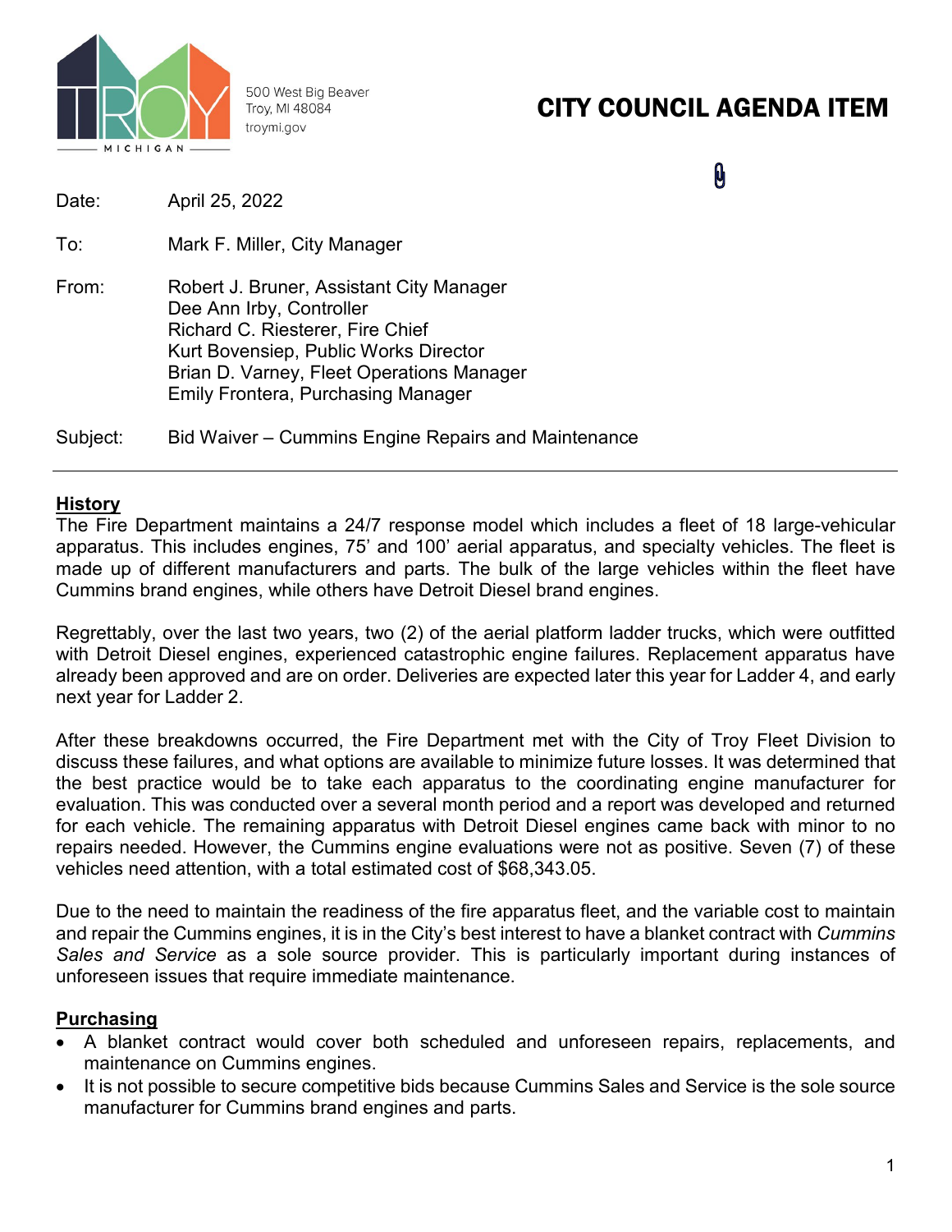500 West Big Beaver
Troy, MI 48084
troymi.gov

# CITY COUNCIL AGENDA ITEM

Date: April 25, 2022

To: Mark F. Miller, City Manager

From: Robert J. Bruner, Assistant City Manager
Dee Ann Irby, Controller
Richard C. Riesterer, Fire Chief
Kurt Bovensiep, Public Works Director
Brian D. Varney, Fleet Operations Manager
Emily Frontera, Purchasing Manager

Subject: Bid Waiver – Cummins Engine Repairs and Maintenance

---

## History

The Fire Department maintains a 24/7 response model which includes a fleet of 18 large-vehicular apparatus. This includes engines, 75' and 100' aerial apparatus, and specialty vehicles. The fleet is made up of different manufacturers and parts. The bulk of the large vehicles within the fleet have Cummins brand engines, while others have Detroit Diesel brand engines.

Regrettably, over the last two years, two (2) of the aerial platform ladder trucks, which were outfitted with Detroit Diesel engines, experienced catastrophic engine failures. Replacement apparatus have already been approved and are on order. Deliveries are expected later this year for Ladder 4, and early next year for Ladder 2.

After these breakdowns occurred, the Fire Department met with the City of Troy Fleet Division to discuss these failures, and what options are available to minimize future losses. It was determined that the best practice would be to take each apparatus to the coordinating engine manufacturer for evaluation. This was conducted over a several month period and a report was developed and returned for each vehicle. The remaining apparatus with Detroit Diesel engines came back with minor to no repairs needed. However, the Cummins engine evaluations were not as positive. Seven (7) of these vehicles need attention, with a total estimated cost of $68,343.05.

Due to the need to maintain the readiness of the fire apparatus fleet, and the variable cost to maintain and repair the Cummins engines, it is in the City's best interest to have a blanket contract with *Cummins Sales and Service* as a sole source provider. This is particularly important during instances of unforeseen issues that require immediate maintenance.

## Purchasing

- A blanket contract would cover both scheduled and unforeseen repairs, replacements, and maintenance on Cummins engines.
- It is not possible to secure competitive bids because Cummins Sales and Service is the sole source manufacturer for Cummins brand engines and parts.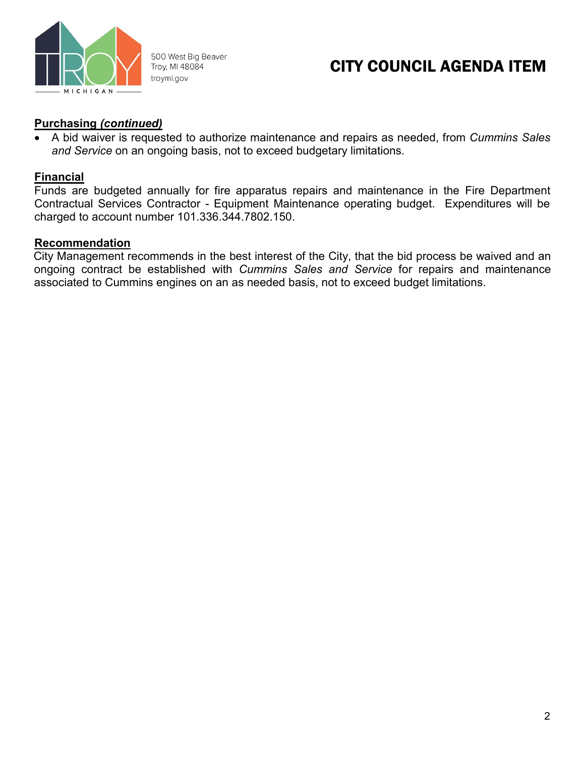**Purchasing *(continued)***

- A bid waiver is requested to authorize maintenance and repairs as needed, from *Cummins Sales and Service* on an ongoing basis, not to exceed budgetary limitations.

**Financial**

Funds are budgeted annually for fire apparatus repairs and maintenance in the Fire Department Contractual Services Contractor - Equipment Maintenance operating budget. Expenditures will be charged to account number 101.336.344.7802.150.

**Recommendation**

City Management recommends in the best interest of the City, that the bid process be waived and an ongoing contract be established with *Cummins Sales and Service* for repairs and maintenance associated to Cummins engines on an as needed basis, not to exceed budget limitations.